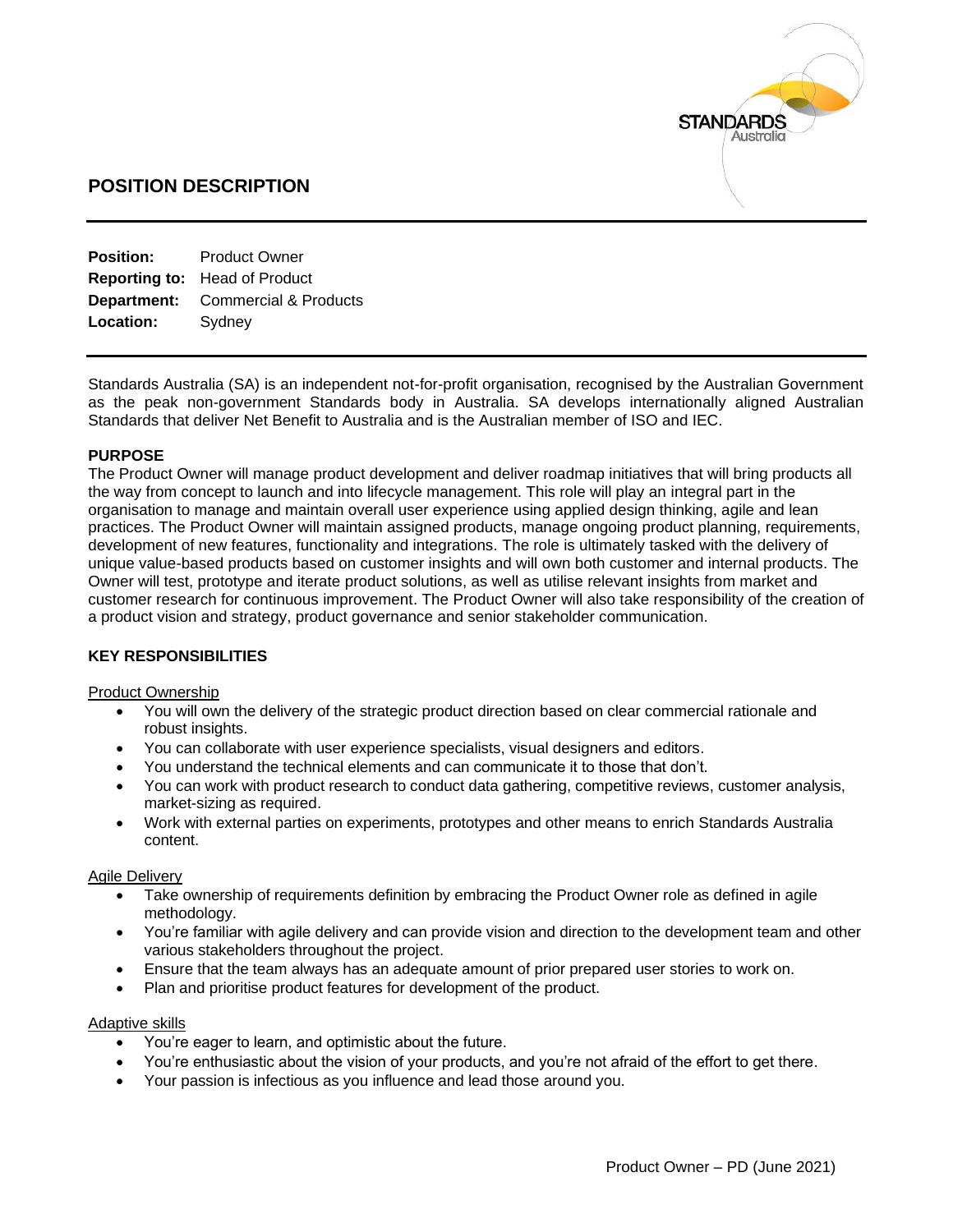# POSITION DESCRIPTION

**Position:** Product Owner
**Reporting to:** Head of Product
**Department:** Commercial & Products
**Location:** Sydney

Standards Australia (SA) is an independent not-for-profit organisation, recognised by the Australian Government as the peak non-government Standards body in Australia. SA develops internationally aligned Australian Standards that deliver Net Benefit to Australia and is the Australian member of ISO and IEC.

## PURPOSE

The Product Owner will manage product development and deliver roadmap initiatives that will bring products all the way from concept to launch and into lifecycle management. This role will play an integral part in the organisation to manage and maintain overall user experience using applied design thinking, agile and lean practices. The Product Owner will maintain assigned products, manage ongoing product planning, requirements, development of new features, functionality and integrations. The role is ultimately tasked with the delivery of unique value-based products based on customer insights and will own both customer and internal products. The Owner will test, prototype and iterate product solutions, as well as utilise relevant insights from market and customer research for continuous improvement. The Product Owner will also take responsibility of the creation of a product vision and strategy, product governance and senior stakeholder communication.

## KEY RESPONSIBILITIES

Product Ownership

- You will own the delivery of the strategic product direction based on clear commercial rationale and robust insights.
- You can collaborate with user experience specialists, visual designers and editors.
- You understand the technical elements and can communicate it to those that don't.
- You can work with product research to conduct data gathering, competitive reviews, customer analysis, market-sizing as required.
- Work with external parties on experiments, prototypes and other means to enrich Standards Australia content.

Agile Delivery

- Take ownership of requirements definition by embracing the Product Owner role as defined in agile methodology.
- You're familiar with agile delivery and can provide vision and direction to the development team and other various stakeholders throughout the project.
- Ensure that the team always has an adequate amount of prior prepared user stories to work on.
- Plan and prioritise product features for development of the product.

Adaptive skills

- You're eager to learn, and optimistic about the future.
- You're enthusiastic about the vision of your products, and you're not afraid of the effort to get there.
- Your passion is infectious as you influence and lead those around you.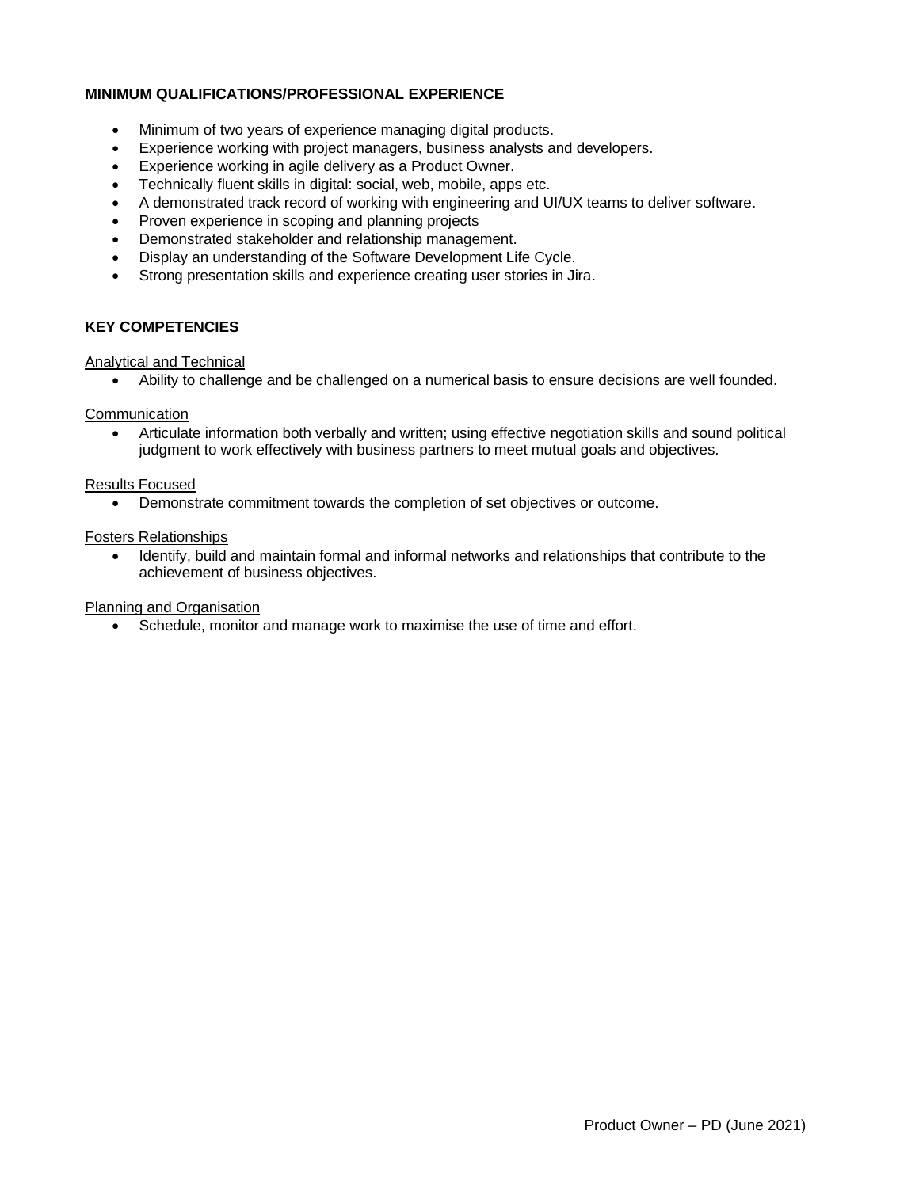## MINIMUM QUALIFICATIONS/PROFESSIONAL EXPERIENCE

- Minimum of two years of experience managing digital products.
- Experience working with project managers, business analysts and developers.
- Experience working in agile delivery as a Product Owner.
- Technically fluent skills in digital: social, web, mobile, apps etc.
- A demonstrated track record of working with engineering and UI/UX teams to deliver software.
- Proven experience in scoping and planning projects
- Demonstrated stakeholder and relationship management.
- Display an understanding of the Software Development Life Cycle.
- Strong presentation skills and experience creating user stories in Jira.

## KEY COMPETENCIES

### Analytical and Technical

- Ability to challenge and be challenged on a numerical basis to ensure decisions are well founded.

### Communication

- Articulate information both verbally and written; using effective negotiation skills and sound political judgment to work effectively with business partners to meet mutual goals and objectives.

### Results Focused

- Demonstrate commitment towards the completion of set objectives or outcome.

### Fosters Relationships

- Identify, build and maintain formal and informal networks and relationships that contribute to the achievement of business objectives.

### Planning and Organisation

- Schedule, monitor and manage work to maximise the use of time and effort.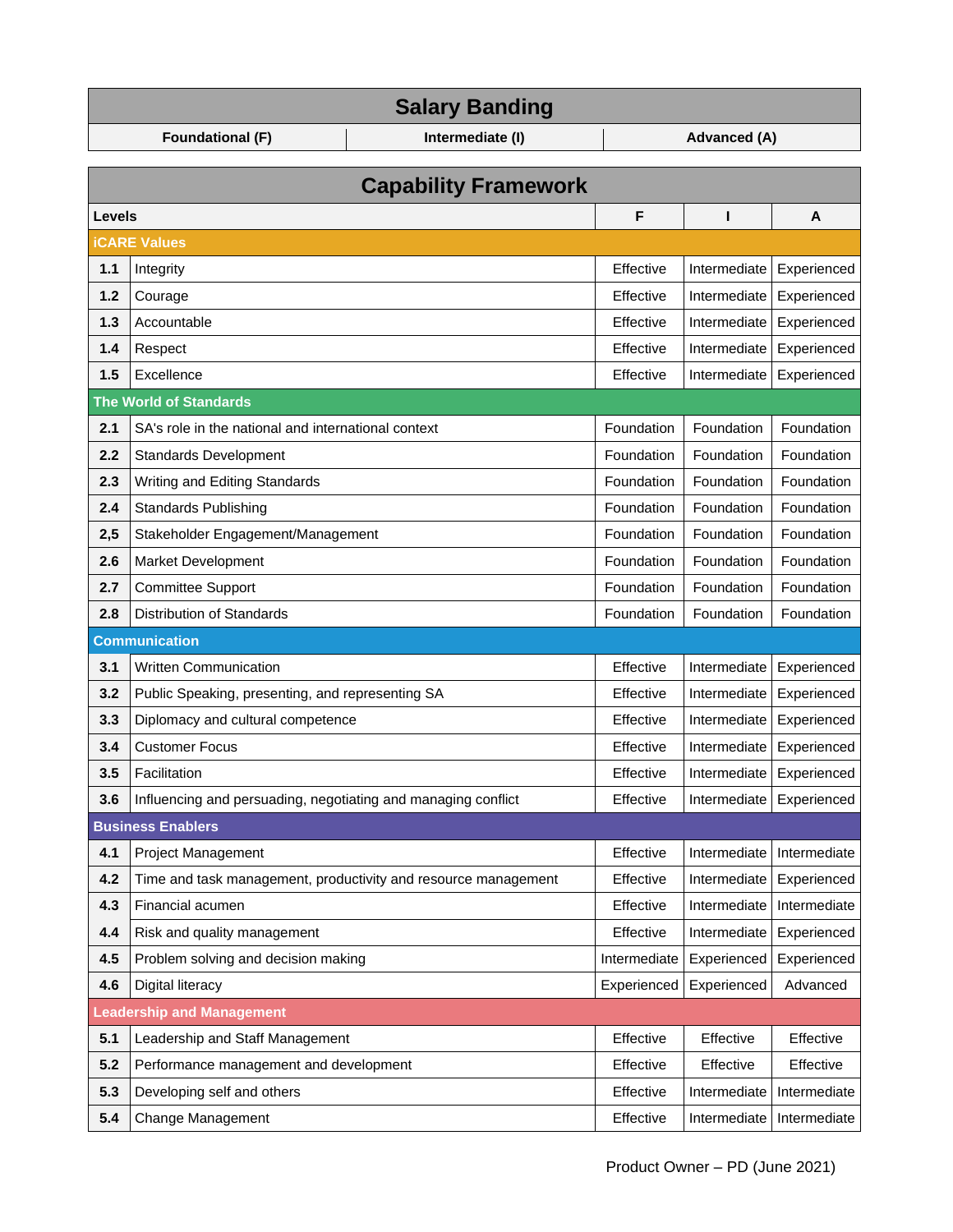## Salary Banding

| Foundational (F) | Intermediate (I) | Advanced (A) |
|---|---|---|

## Capability Framework

| | Levels | F | I | A |
|---|---|---|---|---|
| **iCARE Values** | | | | |
| **1.1** | Integrity | Effective | Intermediate | Experienced |
| **1.2** | Courage | Effective | Intermediate | Experienced |
| **1.3** | Accountable | Effective | Intermediate | Experienced |
| **1.4** | Respect | Effective | Intermediate | Experienced |
| **1.5** | Excellence | Effective | Intermediate | Experienced |
| **The World of Standards** | | | | |
| **2.1** | SA's role in the national and international context | Foundation | Foundation | Foundation |
| **2.2** | Standards Development | Foundation | Foundation | Foundation |
| **2.3** | Writing and Editing Standards | Foundation | Foundation | Foundation |
| **2.4** | Standards Publishing | Foundation | Foundation | Foundation |
| **2,5** | Stakeholder Engagement/Management | Foundation | Foundation | Foundation |
| **2.6** | Market Development | Foundation | Foundation | Foundation |
| **2.7** | Committee Support | Foundation | Foundation | Foundation |
| **2.8** | Distribution of Standards | Foundation | Foundation | Foundation |
| **Communication** | | | | |
| **3.1** | Written Communication | Effective | Intermediate | Experienced |
| **3.2** | Public Speaking, presenting, and representing SA | Effective | Intermediate | Experienced |
| **3.3** | Diplomacy and cultural competence | Effective | Intermediate | Experienced |
| **3.4** | Customer Focus | Effective | Intermediate | Experienced |
| **3.5** | Facilitation | Effective | Intermediate | Experienced |
| **3.6** | Influencing and persuading, negotiating and managing conflict | Effective | Intermediate | Experienced |
| **Business Enablers** | | | | |
| **4.1** | Project Management | Effective | Intermediate | Intermediate |
| **4.2** | Time and task management, productivity and resource management | Effective | Intermediate | Experienced |
| **4.3** | Financial acumen | Effective | Intermediate | Intermediate |
| **4.4** | Risk and quality management | Effective | Intermediate | Experienced |
| **4.5** | Problem solving and decision making | Intermediate | Experienced | Experienced |
| **4.6** | Digital literacy | Experienced | Experienced | Advanced |
| **Leadership and Management** | | | | |
| **5.1** | Leadership and Staff Management | Effective | Effective | Effective |
| **5.2** | Performance management and development | Effective | Effective | Effective |
| **5.3** | Developing self and others | Effective | Intermediate | Intermediate |
| **5.4** | Change Management | Effective | Intermediate | Intermediate |

Product Owner – PD (June 2021)